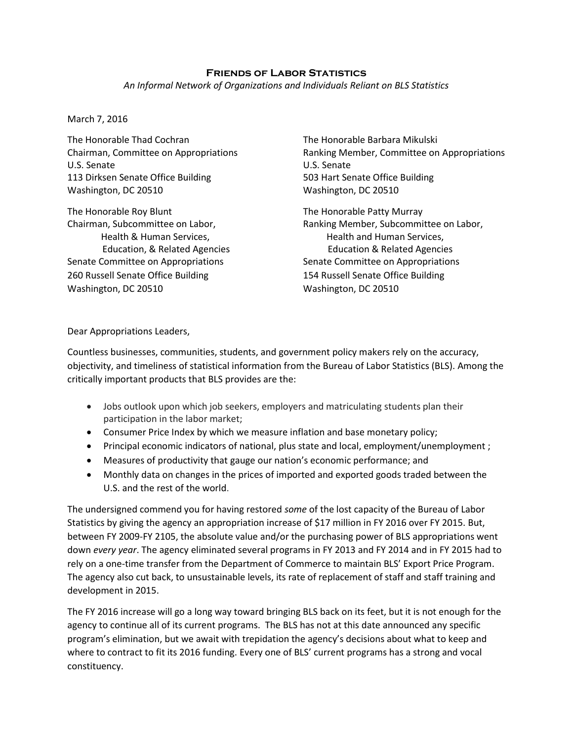# Friends of Labor Statistics

*An Informal Network of Organizations and Individuals Reliant on BLS Statistics*

March 7, 2016

The Honorable Thad Cochran
Chairman, Committee on Appropriations
U.S. Senate
113 Dirksen Senate Office Building
Washington, DC 20510

The Honorable Barbara Mikulski
Ranking Member, Committee on Appropriations
U.S. Senate
503 Hart Senate Office Building
Washington, DC 20510

The Honorable Roy Blunt
Chairman, Subcommittee on Labor, Health & Human Services, Education, & Related Agencies
Senate Committee on Appropriations
260 Russell Senate Office Building
Washington, DC 20510

The Honorable Patty Murray
Ranking Member, Subcommittee on Labor, Health and Human Services, Education & Related Agencies
Senate Committee on Appropriations
154 Russell Senate Office Building
Washington, DC 20510

Dear Appropriations Leaders,

Countless businesses, communities, students, and government policy makers rely on the accuracy, objectivity, and timeliness of statistical information from the Bureau of Labor Statistics (BLS). Among the critically important products that BLS provides are the:

- Jobs outlook upon which job seekers, employers and matriculating students plan their participation in the labor market;
- Consumer Price Index by which we measure inflation and base monetary policy;
- Principal economic indicators of national, plus state and local, employment/unemployment ;
- Measures of productivity that gauge our nation's economic performance; and
- Monthly data on changes in the prices of imported and exported goods traded between the U.S. and the rest of the world.

The undersigned commend you for having restored *some* of the lost capacity of the Bureau of Labor Statistics by giving the agency an appropriation increase of $17 million in FY 2016 over FY 2015. But, between FY 2009-FY 2105, the absolute value and/or the purchasing power of BLS appropriations went down *every year*. The agency eliminated several programs in FY 2013 and FY 2014 and in FY 2015 had to rely on a one-time transfer from the Department of Commerce to maintain BLS' Export Price Program. The agency also cut back, to unsustainable levels, its rate of replacement of staff and staff training and development in 2015.

The FY 2016 increase will go a long way toward bringing BLS back on its feet, but it is not enough for the agency to continue all of its current programs. The BLS has not at this date announced any specific program's elimination, but we await with trepidation the agency's decisions about what to keep and where to contract to fit its 2016 funding. Every one of BLS' current programs has a strong and vocal constituency.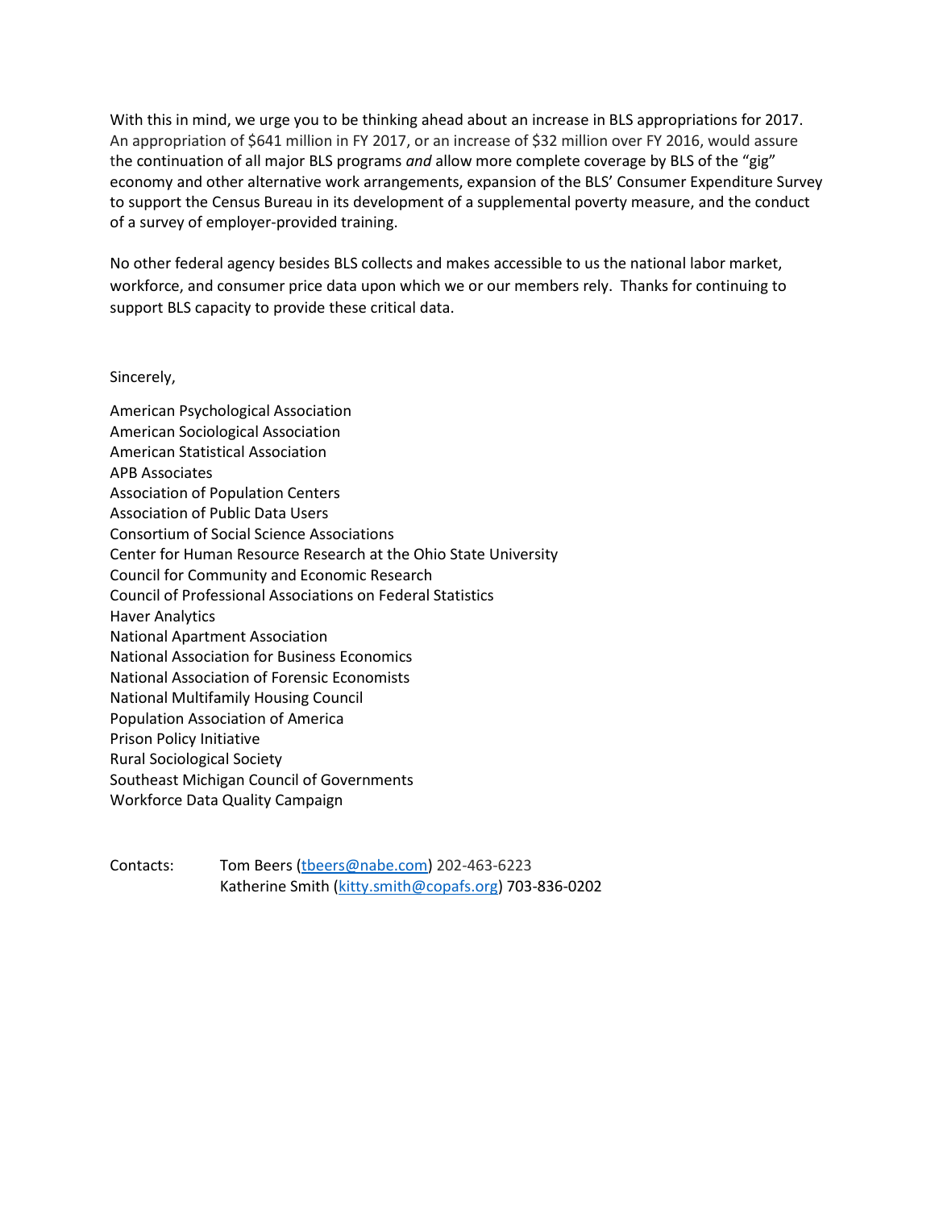With this in mind, we urge you to be thinking ahead about an increase in BLS appropriations for 2017. An appropriation of $641 million in FY 2017, or an increase of $32 million over FY 2016, would assure the continuation of all major BLS programs *and* allow more complete coverage by BLS of the "gig" economy and other alternative work arrangements, expansion of the BLS' Consumer Expenditure Survey to support the Census Bureau in its development of a supplemental poverty measure, and the conduct of a survey of employer-provided training.

No other federal agency besides BLS collects and makes accessible to us the national labor market, workforce, and consumer price data upon which we or our members rely. Thanks for continuing to support BLS capacity to provide these critical data.

Sincerely,

American Psychological Association
American Sociological Association
American Statistical Association
APB Associates
Association of Population Centers
Association of Public Data Users
Consortium of Social Science Associations
Center for Human Resource Research at the Ohio State University
Council for Community and Economic Research
Council of Professional Associations on Federal Statistics
Haver Analytics
National Apartment Association
National Association for Business Economics
National Association of Forensic Economists
National Multifamily Housing Council
Population Association of America
Prison Policy Initiative
Rural Sociological Society
Southeast Michigan Council of Governments
Workforce Data Quality Campaign

Contacts: Tom Beers (tbeers@nabe.com) 202-463-6223
Katherine Smith (kitty.smith@copafs.org) 703-836-0202